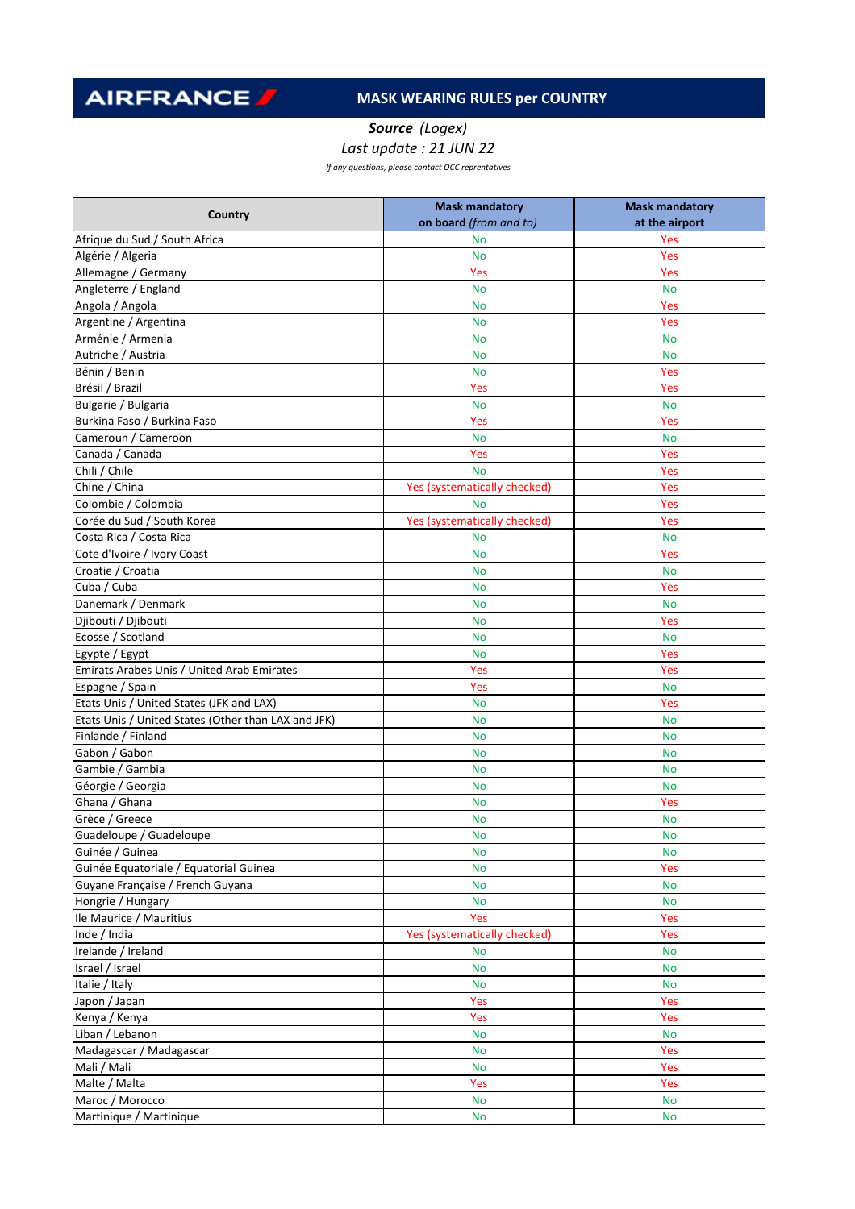# AIRFRANCE — MASK WEARING RULES per COUNTRY

***Source*** *(Logex)*

*Last update : 21 JUN 22*

*If any questions, please contact OCC reprentatives*

| Country | Mask mandatory on board *(from and to)* | Mask mandatory at the airport |
|---|---|---|
| Afrique du Sud / South Africa | No | Yes |
| Algérie / Algeria | No | Yes |
| Allemagne / Germany | Yes | Yes |
| Angleterre / England | No | No |
| Angola / Angola | No | Yes |
| Argentine / Argentina | No | Yes |
| Arménie / Armenia | No | No |
| Autriche / Austria | No | No |
| Bénin / Benin | No | Yes |
| Brésil / Brazil | Yes | Yes |
| Bulgarie / Bulgaria | No | No |
| Burkina Faso / Burkina Faso | Yes | Yes |
| Cameroun / Cameroon | No | No |
| Canada / Canada | Yes | Yes |
| Chili / Chile | No | Yes |
| Chine / China | Yes (systematically checked) | Yes |
| Colombie / Colombia | No | Yes |
| Corée du Sud / South Korea | Yes (systematically checked) | Yes |
| Costa Rica / Costa Rica | No | No |
| Cote d'Ivoire / Ivory Coast | No | Yes |
| Croatie / Croatia | No | No |
| Cuba / Cuba | No | Yes |
| Danemark / Denmark | No | No |
| Djibouti / Djibouti | No | Yes |
| Ecosse / Scotland | No | No |
| Egypte / Egypt | No | Yes |
| Emirats Arabes Unis / United Arab Emirates | Yes | Yes |
| Espagne / Spain | Yes | No |
| Etats Unis / United States (JFK and LAX) | No | Yes |
| Etats Unis / United States (Other than LAX and JFK) | No | No |
| Finlande / Finland | No | No |
| Gabon / Gabon | No | No |
| Gambie / Gambia | No | No |
| Géorgie / Georgia | No | No |
| Ghana / Ghana | No | Yes |
| Grèce / Greece | No | No |
| Guadeloupe / Guadeloupe | No | No |
| Guinée / Guinea | No | No |
| Guinée Equatoriale / Equatorial Guinea | No | Yes |
| Guyane Française / French Guyana | No | No |
| Hongrie / Hungary | No | No |
| Ile Maurice / Mauritius | Yes | Yes |
| Inde / India | Yes (systematically checked) | Yes |
| Irelande / Ireland | No | No |
| Israel / Israel | No | No |
| Italie / Italy | No | No |
| Japon / Japan | Yes | Yes |
| Kenya / Kenya | Yes | Yes |
| Liban / Lebanon | No | No |
| Madagascar / Madagascar | No | Yes |
| Mali / Mali | No | Yes |
| Malte / Malta | Yes | Yes |
| Maroc / Morocco | No | No |
| Martinique / Martinique | No | No |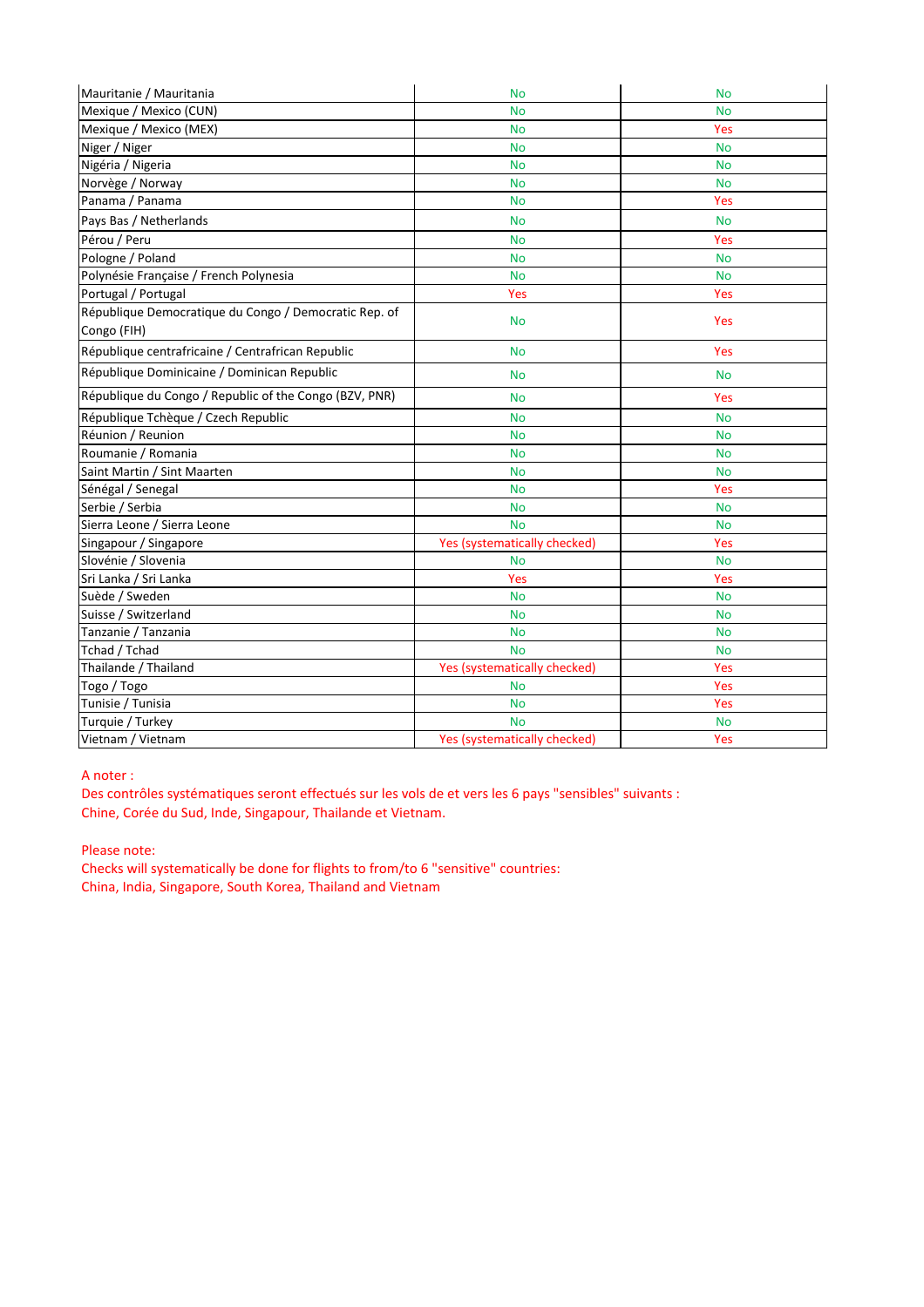| | | |
|---|---|---|
| Mauritanie / Mauritania | No | No |
| Mexique / Mexico (CUN) | No | No |
| Mexique / Mexico (MEX) | No | Yes |
| Niger / Niger | No | No |
| Nigéria / Nigeria | No | No |
| Norvège / Norway | No | No |
| Panama / Panama | No | Yes |
| Pays Bas / Netherlands | No | No |
| Pérou / Peru | No | Yes |
| Pologne / Poland | No | No |
| Polynésie Française / French Polynesia | No | No |
| Portugal / Portugal | Yes | Yes |
| République Democratique du Congo / Democratic Rep. of Congo (FIH) | No | Yes |
| République centrafricaine / Centrafrican Republic | No | Yes |
| République Dominicaine / Dominican Republic | No | No |
| République du Congo / Republic of the Congo (BZV, PNR) | No | Yes |
| République Tchèque / Czech Republic | No | No |
| Réunion / Reunion | No | No |
| Roumanie / Romania | No | No |
| Saint Martin / Sint Maarten | No | No |
| Sénégal / Senegal | No | Yes |
| Serbie / Serbia | No | No |
| Sierra Leone / Sierra Leone | No | No |
| Singapour / Singapore | Yes (systematically checked) | Yes |
| Slovénie / Slovenia | No | No |
| Sri Lanka / Sri Lanka | Yes | Yes |
| Suède / Sweden | No | No |
| Suisse / Switzerland | No | No |
| Tanzanie / Tanzania | No | No |
| Tchad / Tchad | No | No |
| Thailande / Thailand | Yes (systematically checked) | Yes |
| Togo / Togo | No | Yes |
| Tunisie / Tunisia | No | Yes |
| Turquie / Turkey | No | No |
| Vietnam / Vietnam | Yes (systematically checked) | Yes |

A noter :
Des contrôles systématiques seront effectués sur les vols de et vers les 6 pays "sensibles" suivants :
Chine, Corée du Sud, Inde, Singapour, Thailande et Vietnam.

Please note:
Checks will systematically be done for flights to from/to 6 "sensitive" countries:
China, India, Singapore, South Korea, Thailand and Vietnam